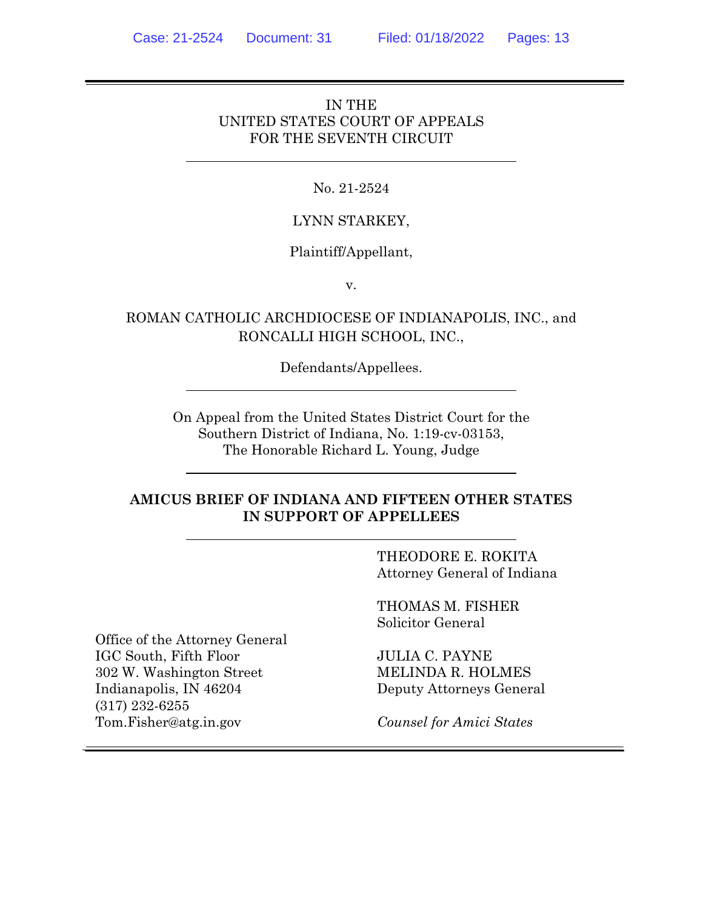IN THE
UNITED STATES COURT OF APPEALS
FOR THE SEVENTH CIRCUIT

---

No. 21-2524

LYNN STARKEY,

Plaintiff/Appellant,

v.

ROMAN CATHOLIC ARCHDIOCESE OF INDIANAPOLIS, INC., and
RONCALLI HIGH SCHOOL, INC.,

Defendants/Appellees.

---

On Appeal from the United States District Court for the
Southern District of Indiana, No. 1:19-cv-03153,
The Honorable Richard L. Young, Judge

---

**AMICUS BRIEF OF INDIANA AND FIFTEEN OTHER STATES IN SUPPORT OF APPELLEES**

---

THEODORE E. ROKITA
Attorney General of Indiana

THOMAS M. FISHER
Solicitor General

JULIA C. PAYNE
MELINDA R. HOLMES
Deputy Attorneys General

*Counsel for Amici States*

Office of the Attorney General
IGC South, Fifth Floor
302 W. Washington Street
Indianapolis, IN 46204
(317) 232-6255
Tom.Fisher@atg.in.gov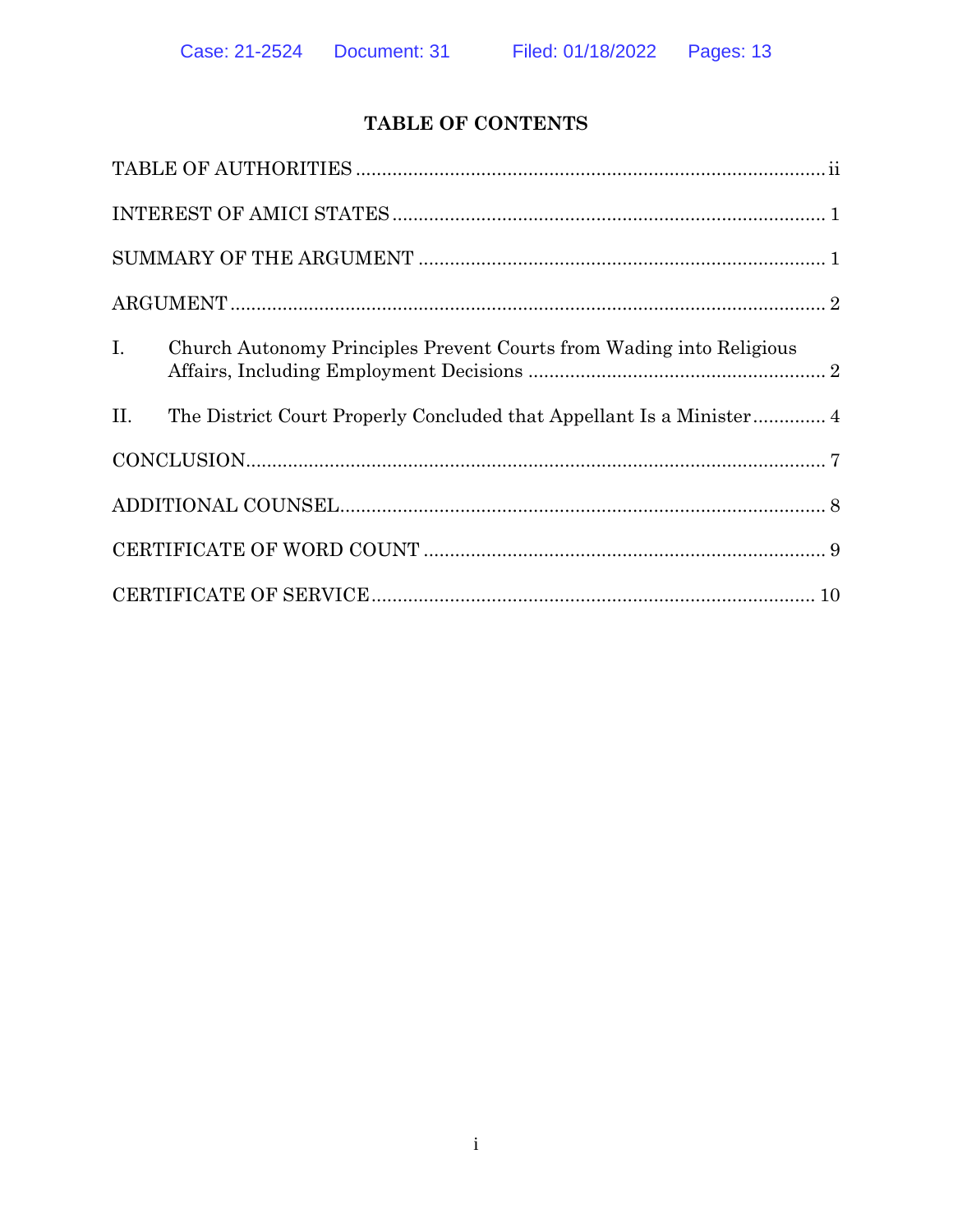# TABLE OF CONTENTS

| | |
|---|---|
| TABLE OF AUTHORITIES | ii |
| INTEREST OF AMICI STATES | 1 |
| SUMMARY OF THE ARGUMENT | 1 |
| ARGUMENT | 2 |
| I. Church Autonomy Principles Prevent Courts from Wading into Religious Affairs, Including Employment Decisions | 2 |
| II. The District Court Properly Concluded that Appellant Is a Minister | 4 |
| CONCLUSION | 7 |
| ADDITIONAL COUNSEL | 8 |
| CERTIFICATE OF WORD COUNT | 9 |
| CERTIFICATE OF SERVICE | 10 |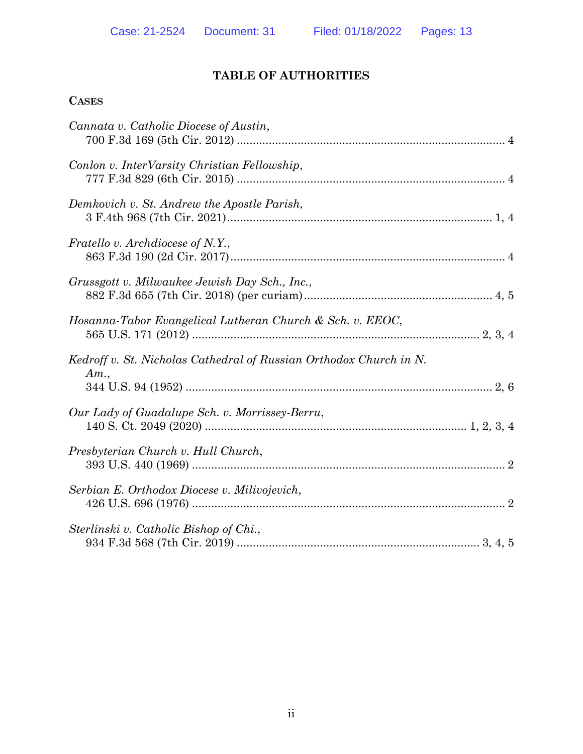## TABLE OF AUTHORITIES

### CASES

*Cannata v. Catholic Diocese of Austin*,
700 F.3d 169 (5th Cir. 2012) .................................................................................... 4

*Conlon v. InterVarsity Christian Fellowship*,
777 F.3d 829 (6th Cir. 2015) .................................................................................... 4

*Demkovich v. St. Andrew the Apostle Parish*,
3 F.4th 968 (7th Cir. 2021).................................................................................. 1, 4

*Fratello v. Archdiocese of N.Y.*,
863 F.3d 190 (2d Cir. 2017)..................................................................................... 4

*Grussgott v. Milwaukee Jewish Day Sch., Inc.*,
882 F.3d 655 (7th Cir. 2018) (per curiam).......................................................... 4, 5

*Hosanna-Tabor Evangelical Lutheran Church & Sch. v. EEOC*,
565 U.S. 171 (2012) ......................................................................................... 2, 3, 4

*Kedroff v. St. Nicholas Cathedral of Russian Orthodox Church in N. Am.*,
344 U.S. 94 (1952) ............................................................................................... 2, 6

*Our Lady of Guadalupe Sch. v. Morrissey-Berru*,
140 S. Ct. 2049 (2020) ................................................................................. 1, 2, 3, 4

*Presbyterian Church v. Hull Church*,
393 U.S. 440 (1969) .................................................................................................. 2

*Serbian E. Orthodox Diocese v. Milivojevich*,
426 U.S. 696 (1976) .................................................................................................. 2

*Sterlinski v. Catholic Bishop of Chi.*,
934 F.3d 568 (7th Cir. 2019) ........................................................................... 3, 4, 5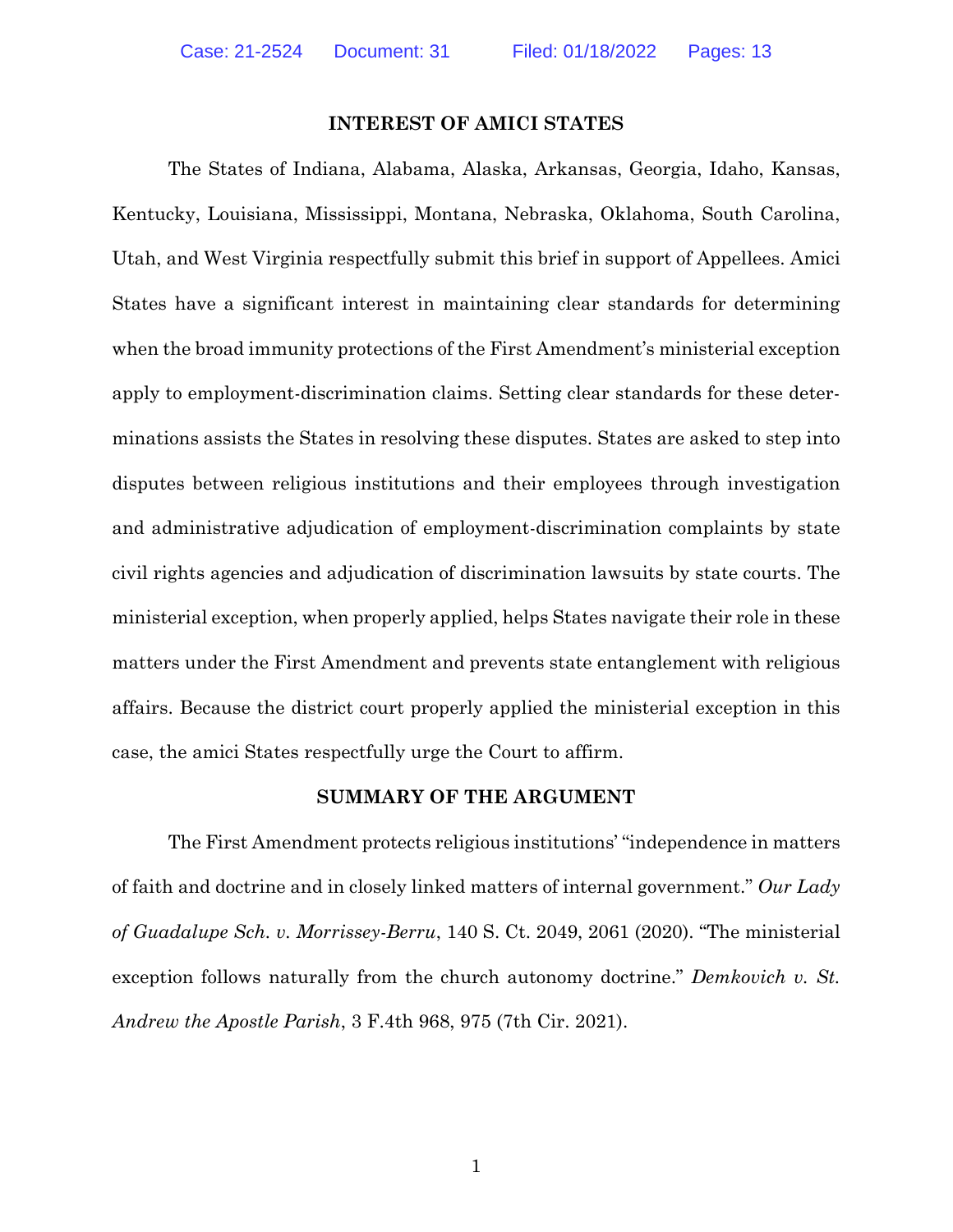## INTEREST OF AMICI STATES

The States of Indiana, Alabama, Alaska, Arkansas, Georgia, Idaho, Kansas, Kentucky, Louisiana, Mississippi, Montana, Nebraska, Oklahoma, South Carolina, Utah, and West Virginia respectfully submit this brief in support of Appellees. Amici States have a significant interest in maintaining clear standards for determining when the broad immunity protections of the First Amendment's ministerial exception apply to employment-discrimination claims. Setting clear standards for these determinations assists the States in resolving these disputes. States are asked to step into disputes between religious institutions and their employees through investigation and administrative adjudication of employment-discrimination complaints by state civil rights agencies and adjudication of discrimination lawsuits by state courts. The ministerial exception, when properly applied, helps States navigate their role in these matters under the First Amendment and prevents state entanglement with religious affairs. Because the district court properly applied the ministerial exception in this case, the amici States respectfully urge the Court to affirm.

## SUMMARY OF THE ARGUMENT

The First Amendment protects religious institutions' "independence in matters of faith and doctrine and in closely linked matters of internal government." *Our Lady of Guadalupe Sch. v. Morrissey-Berru*, 140 S. Ct. 2049, 2061 (2020). "The ministerial exception follows naturally from the church autonomy doctrine." *Demkovich v. St. Andrew the Apostle Parish*, 3 F.4th 968, 975 (7th Cir. 2021).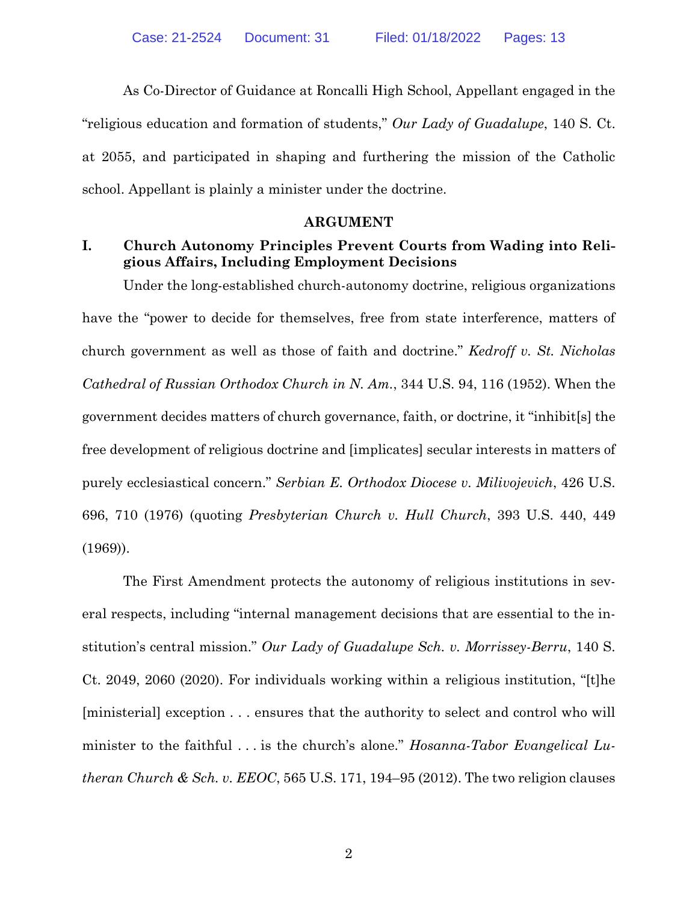As Co-Director of Guidance at Roncalli High School, Appellant engaged in the "religious education and formation of students," *Our Lady of Guadalupe*, 140 S. Ct. at 2055, and participated in shaping and furthering the mission of the Catholic school. Appellant is plainly a minister under the doctrine.

## ARGUMENT

### I. Church Autonomy Principles Prevent Courts from Wading into Religious Affairs, Including Employment Decisions

Under the long-established church-autonomy doctrine, religious organizations have the "power to decide for themselves, free from state interference, matters of church government as well as those of faith and doctrine." *Kedroff v. St. Nicholas Cathedral of Russian Orthodox Church in N. Am.*, 344 U.S. 94, 116 (1952). When the government decides matters of church governance, faith, or doctrine, it "inhibit[s] the free development of religious doctrine and [implicates] secular interests in matters of purely ecclesiastical concern." *Serbian E. Orthodox Diocese v. Milivojevich*, 426 U.S. 696, 710 (1976) (quoting *Presbyterian Church v. Hull Church*, 393 U.S. 440, 449 (1969)).

The First Amendment protects the autonomy of religious institutions in several respects, including "internal management decisions that are essential to the institution's central mission." *Our Lady of Guadalupe Sch. v. Morrissey-Berru*, 140 S. Ct. 2049, 2060 (2020). For individuals working within a religious institution, "[t]he [ministerial] exception . . . ensures that the authority to select and control who will minister to the faithful . . . is the church's alone." *Hosanna-Tabor Evangelical Lutheran Church & Sch. v. EEOC*, 565 U.S. 171, 194–95 (2012). The two religion clauses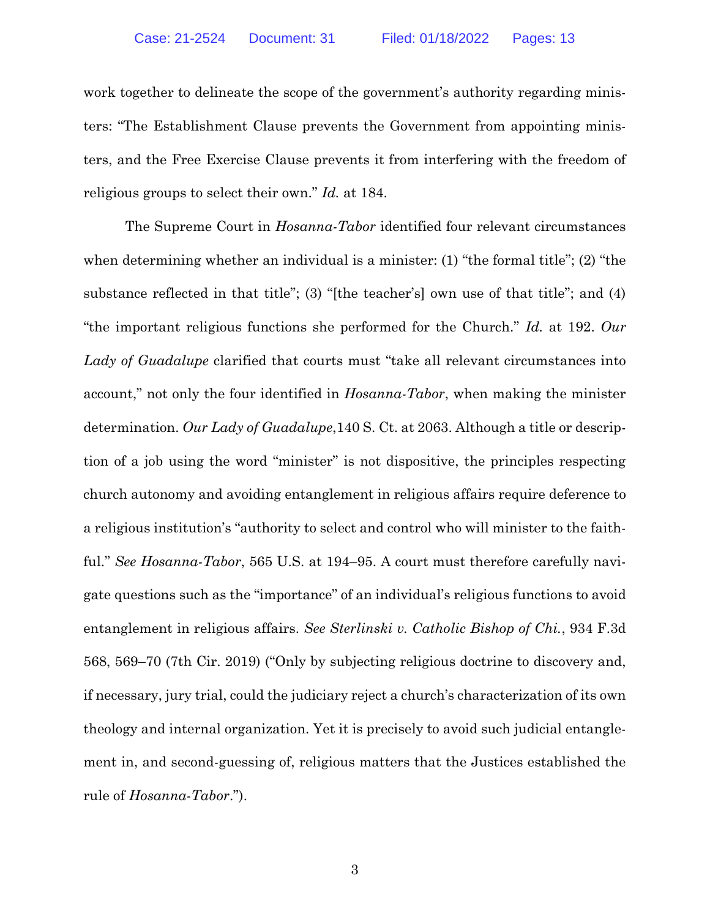work together to delineate the scope of the government's authority regarding ministers: "The Establishment Clause prevents the Government from appointing ministers, and the Free Exercise Clause prevents it from interfering with the freedom of religious groups to select their own." *Id.* at 184.

The Supreme Court in *Hosanna-Tabor* identified four relevant circumstances when determining whether an individual is a minister: (1) "the formal title"; (2) "the substance reflected in that title"; (3) "[the teacher's] own use of that title"; and (4) "the important religious functions she performed for the Church." *Id.* at 192. *Our Lady of Guadalupe* clarified that courts must "take all relevant circumstances into account," not only the four identified in *Hosanna-Tabor*, when making the minister determination. *Our Lady of Guadalupe*,140 S. Ct. at 2063. Although a title or description of a job using the word "minister" is not dispositive, the principles respecting church autonomy and avoiding entanglement in religious affairs require deference to a religious institution's "authority to select and control who will minister to the faithful." *See Hosanna-Tabor*, 565 U.S. at 194–95. A court must therefore carefully navigate questions such as the "importance" of an individual's religious functions to avoid entanglement in religious affairs. *See Sterlinski v. Catholic Bishop of Chi.*, 934 F.3d 568, 569–70 (7th Cir. 2019) ("Only by subjecting religious doctrine to discovery and, if necessary, jury trial, could the judiciary reject a church's characterization of its own theology and internal organization. Yet it is precisely to avoid such judicial entanglement in, and second-guessing of, religious matters that the Justices established the rule of *Hosanna-Tabor*.").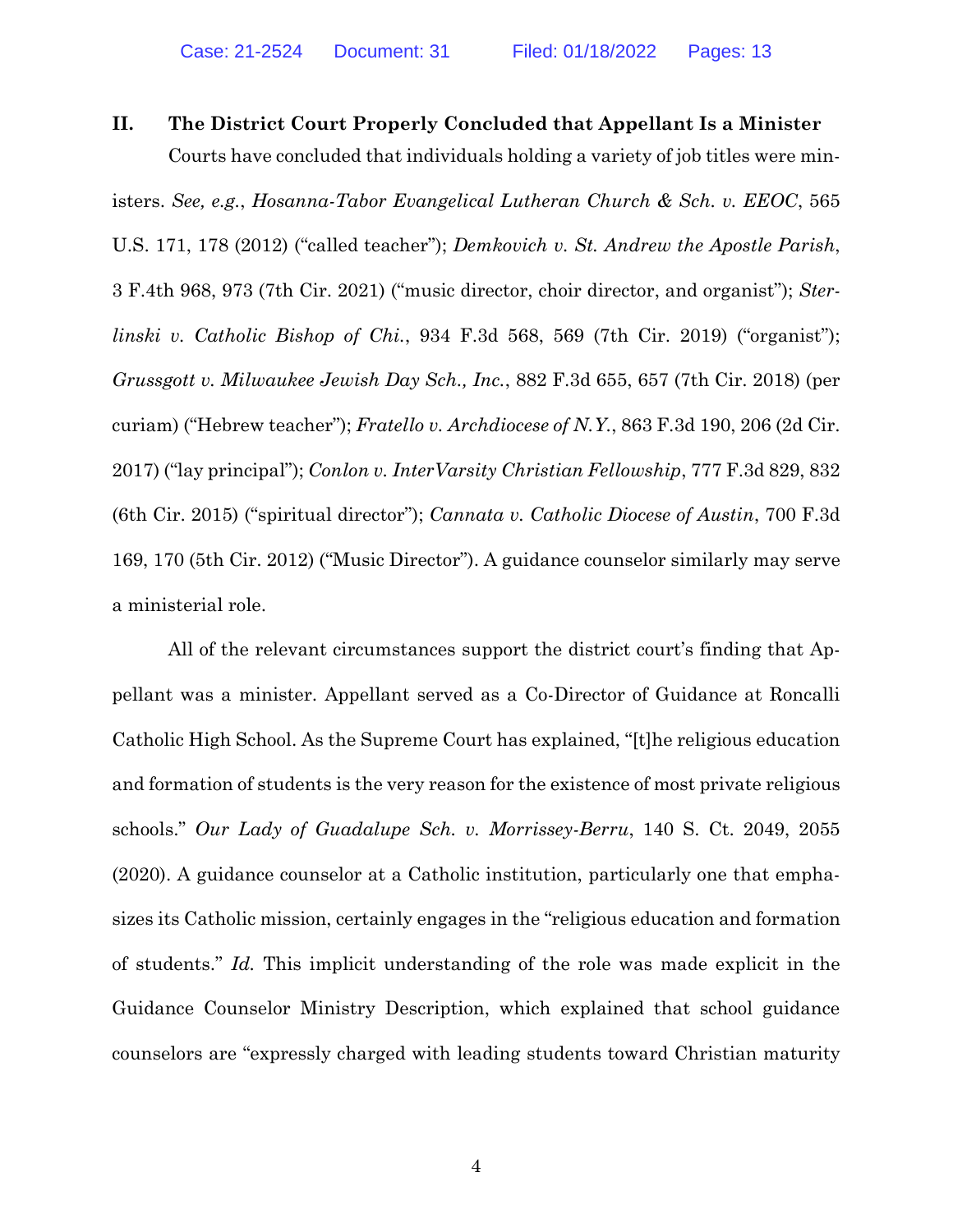## II. The District Court Properly Concluded that Appellant Is a Minister

Courts have concluded that individuals holding a variety of job titles were ministers. *See, e.g.*, *Hosanna-Tabor Evangelical Lutheran Church & Sch. v. EEOC*, 565 U.S. 171, 178 (2012) ("called teacher"); *Demkovich v. St. Andrew the Apostle Parish*, 3 F.4th 968, 973 (7th Cir. 2021) ("music director, choir director, and organist"); *Sterlinski v. Catholic Bishop of Chi.*, 934 F.3d 568, 569 (7th Cir. 2019) ("organist"); *Grussgott v. Milwaukee Jewish Day Sch., Inc.*, 882 F.3d 655, 657 (7th Cir. 2018) (per curiam) ("Hebrew teacher"); *Fratello v. Archdiocese of N.Y.*, 863 F.3d 190, 206 (2d Cir. 2017) ("lay principal"); *Conlon v. InterVarsity Christian Fellowship*, 777 F.3d 829, 832 (6th Cir. 2015) ("spiritual director"); *Cannata v. Catholic Diocese of Austin*, 700 F.3d 169, 170 (5th Cir. 2012) ("Music Director"). A guidance counselor similarly may serve a ministerial role.

All of the relevant circumstances support the district court's finding that Appellant was a minister. Appellant served as a Co-Director of Guidance at Roncalli Catholic High School. As the Supreme Court has explained, "[t]he religious education and formation of students is the very reason for the existence of most private religious schools." *Our Lady of Guadalupe Sch. v. Morrissey-Berru*, 140 S. Ct. 2049, 2055 (2020). A guidance counselor at a Catholic institution, particularly one that emphasizes its Catholic mission, certainly engages in the "religious education and formation of students." *Id.* This implicit understanding of the role was made explicit in the Guidance Counselor Ministry Description, which explained that school guidance counselors are "expressly charged with leading students toward Christian maturity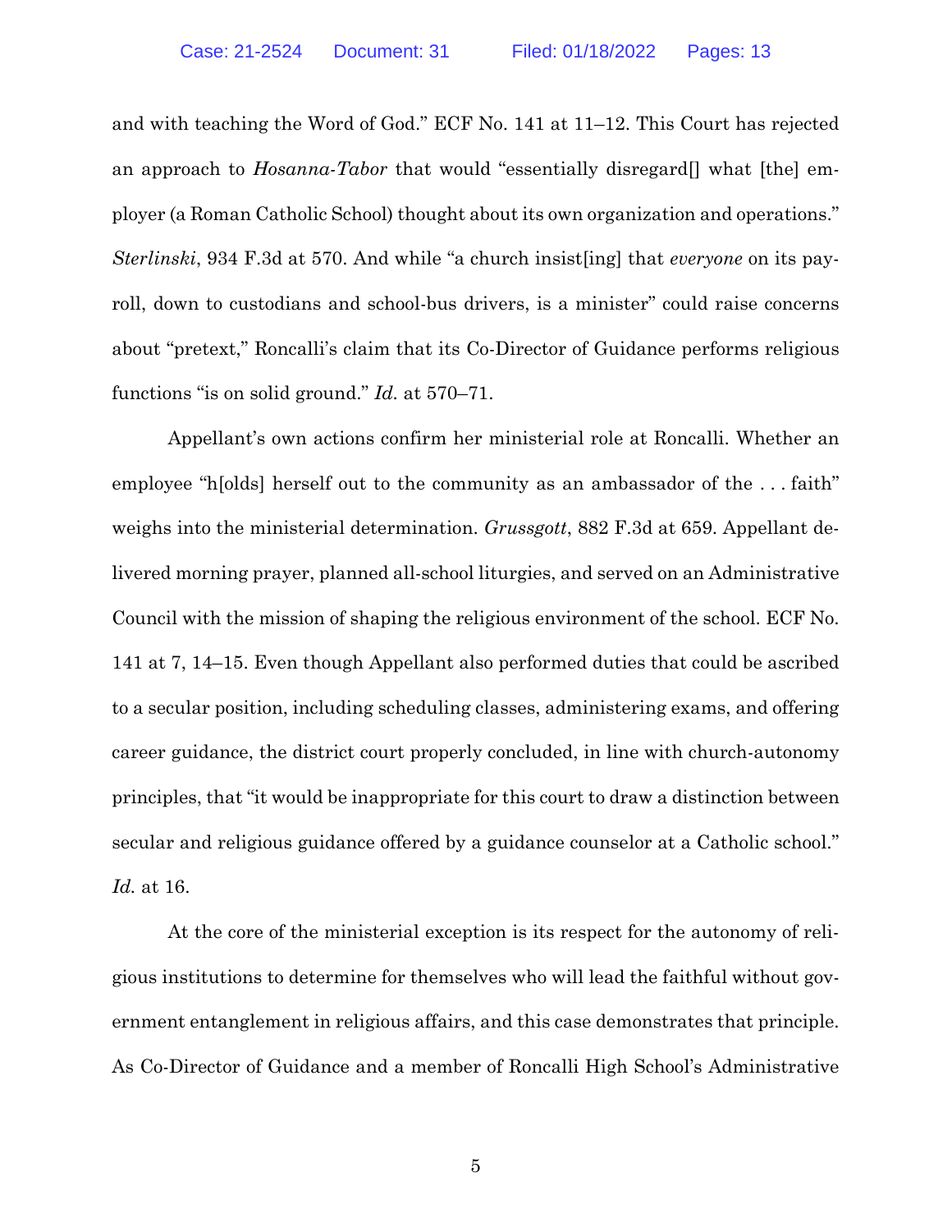and with teaching the Word of God." ECF No. 141 at 11–12. This Court has rejected an approach to *Hosanna-Tabor* that would "essentially disregard[] what [the] employer (a Roman Catholic School) thought about its own organization and operations." *Sterlinski*, 934 F.3d at 570. And while "a church insist[ing] that *everyone* on its payroll, down to custodians and school-bus drivers, is a minister" could raise concerns about "pretext," Roncalli's claim that its Co-Director of Guidance performs religious functions "is on solid ground." *Id.* at 570–71.

Appellant's own actions confirm her ministerial role at Roncalli. Whether an employee "h[olds] herself out to the community as an ambassador of the . . . faith" weighs into the ministerial determination. *Grussgott*, 882 F.3d at 659. Appellant delivered morning prayer, planned all-school liturgies, and served on an Administrative Council with the mission of shaping the religious environment of the school. ECF No. 141 at 7, 14–15. Even though Appellant also performed duties that could be ascribed to a secular position, including scheduling classes, administering exams, and offering career guidance, the district court properly concluded, in line with church-autonomy principles, that "it would be inappropriate for this court to draw a distinction between secular and religious guidance offered by a guidance counselor at a Catholic school." *Id.* at 16.

At the core of the ministerial exception is its respect for the autonomy of religious institutions to determine for themselves who will lead the faithful without government entanglement in religious affairs, and this case demonstrates that principle. As Co-Director of Guidance and a member of Roncalli High School's Administrative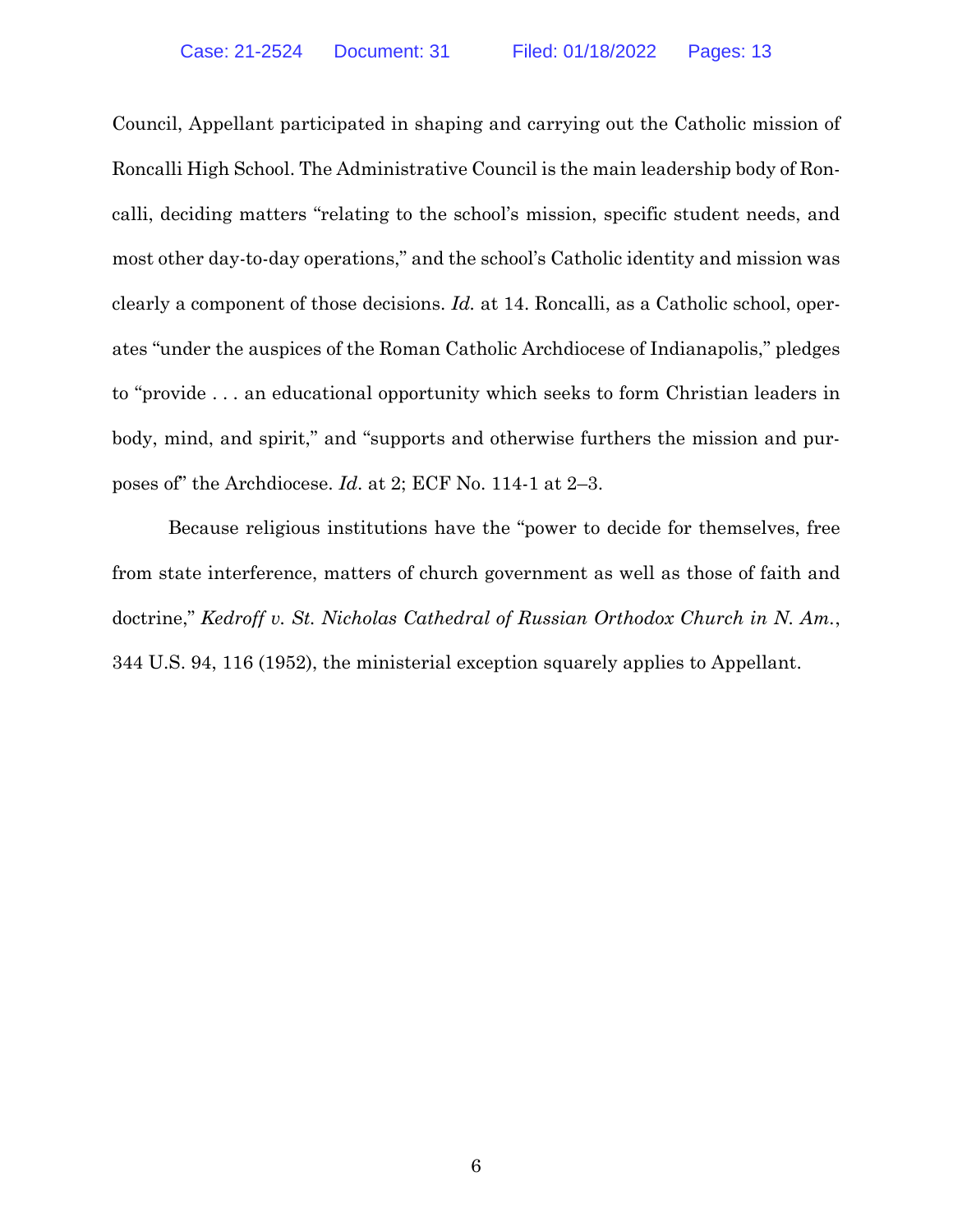Council, Appellant participated in shaping and carrying out the Catholic mission of Roncalli High School. The Administrative Council is the main leadership body of Roncalli, deciding matters "relating to the school's mission, specific student needs, and most other day-to-day operations," and the school's Catholic identity and mission was clearly a component of those decisions. *Id.* at 14. Roncalli, as a Catholic school, operates "under the auspices of the Roman Catholic Archdiocese of Indianapolis," pledges to "provide . . . an educational opportunity which seeks to form Christian leaders in body, mind, and spirit," and "supports and otherwise furthers the mission and purposes of" the Archdiocese. *Id*. at 2; ECF No. 114-1 at 2–3.

Because religious institutions have the "power to decide for themselves, free from state interference, matters of church government as well as those of faith and doctrine," *Kedroff v. St. Nicholas Cathedral of Russian Orthodox Church in N. Am.*, 344 U.S. 94, 116 (1952), the ministerial exception squarely applies to Appellant.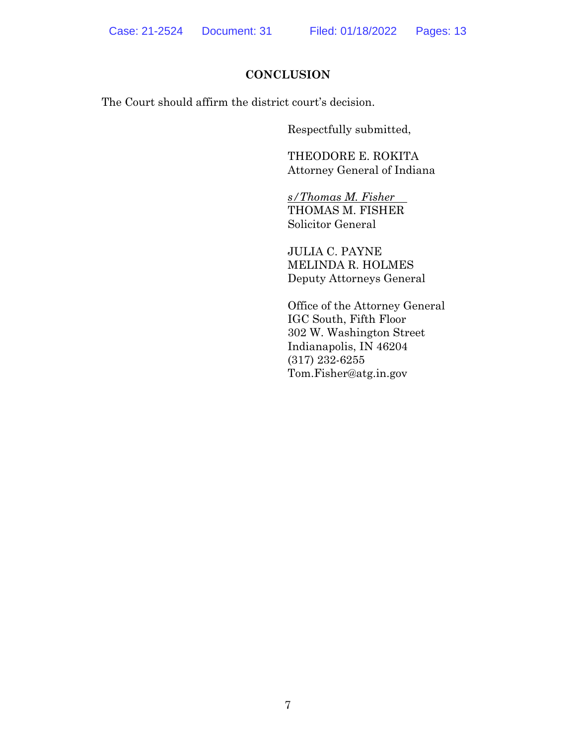## CONCLUSION

The Court should affirm the district court's decision.

Respectfully submitted,

THEODORE E. ROKITA
Attorney General of Indiana

*s/Thomas M. Fisher*
THOMAS M. FISHER
Solicitor General

JULIA C. PAYNE
MELINDA R. HOLMES
Deputy Attorneys General

Office of the Attorney General
IGC South, Fifth Floor
302 W. Washington Street
Indianapolis, IN 46204
(317) 232-6255
Tom.Fisher@atg.in.gov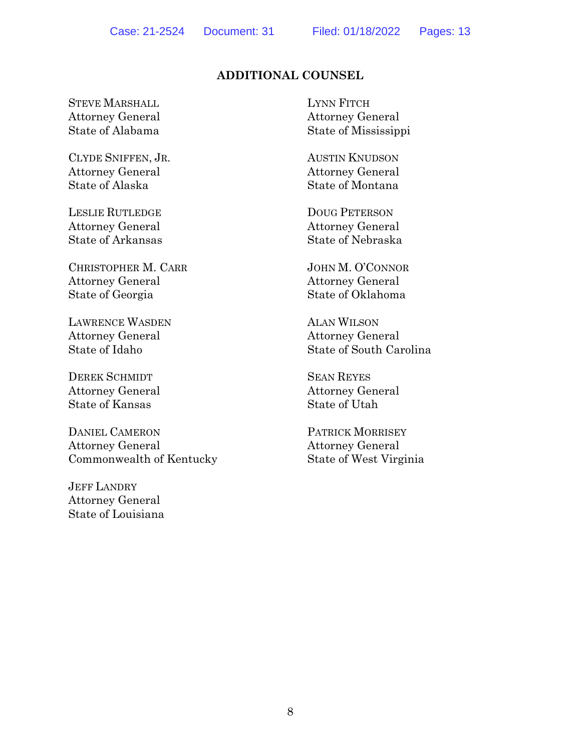## ADDITIONAL COUNSEL

STEVE MARSHALL
Attorney General
State of Alabama

CLYDE SNIFFEN, JR.
Attorney General
State of Alaska

LESLIE RUTLEDGE
Attorney General
State of Arkansas

CHRISTOPHER M. CARR
Attorney General
State of Georgia

LAWRENCE WASDEN
Attorney General
State of Idaho

DEREK SCHMIDT
Attorney General
State of Kansas

DANIEL CAMERON
Attorney General
Commonwealth of Kentucky

JEFF LANDRY
Attorney General
State of Louisiana

LYNN FITCH
Attorney General
State of Mississippi

AUSTIN KNUDSON
Attorney General
State of Montana

DOUG PETERSON
Attorney General
State of Nebraska

JOHN M. O'CONNOR
Attorney General
State of Oklahoma

ALAN WILSON
Attorney General
State of South Carolina

SEAN REYES
Attorney General
State of Utah

PATRICK MORRISEY
Attorney General
State of West Virginia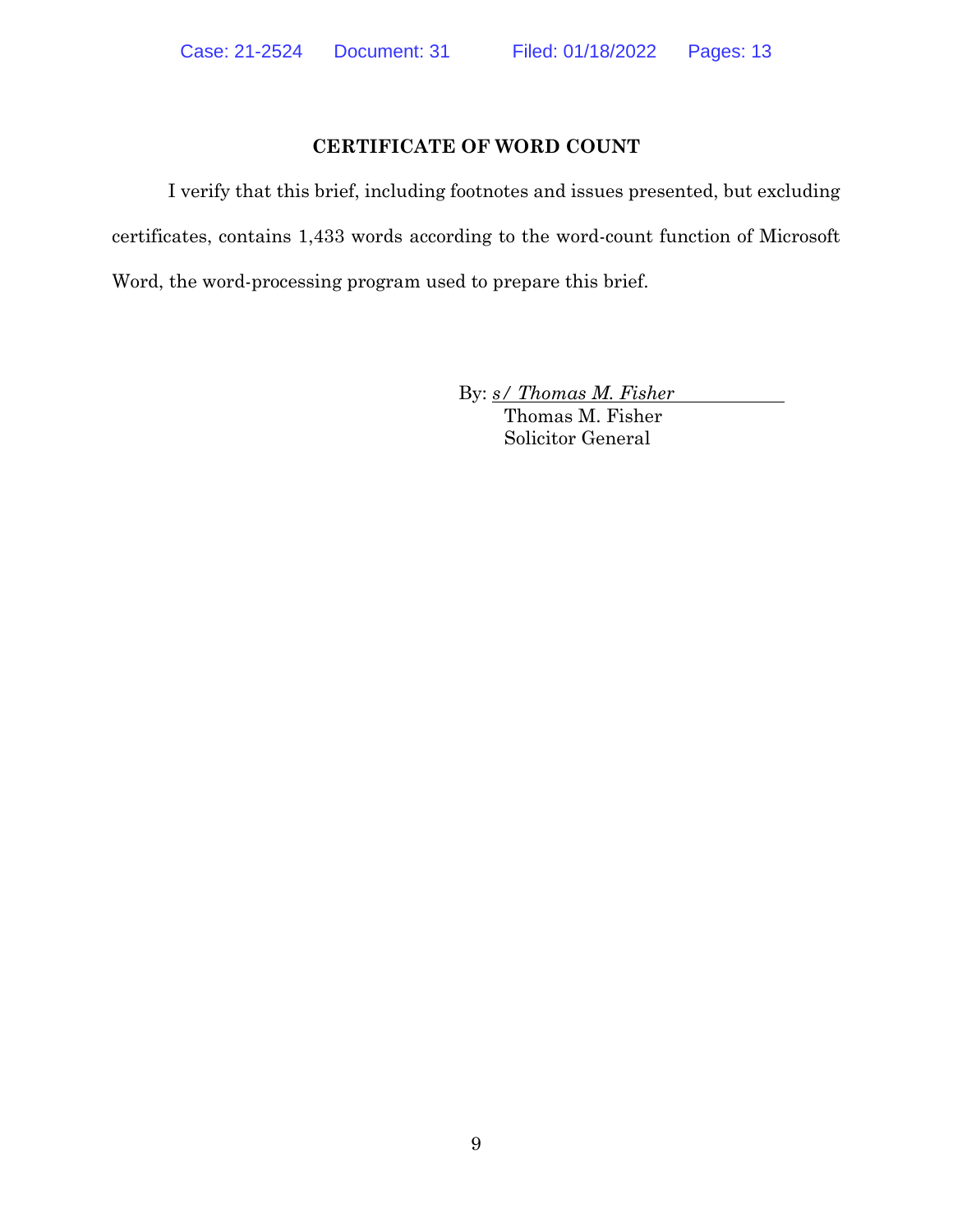## CERTIFICATE OF WORD COUNT

I verify that this brief, including footnotes and issues presented, but excluding certificates, contains 1,433 words according to the word-count function of Microsoft Word, the word-processing program used to prepare this brief.

By: *s/ Thomas M. Fisher*
Thomas M. Fisher
Solicitor General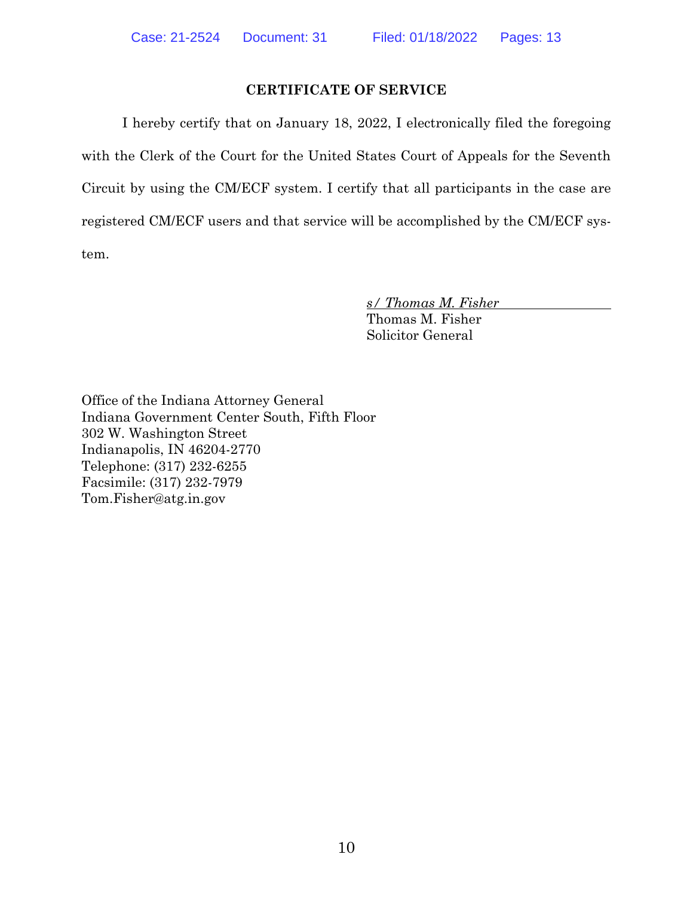**CERTIFICATE OF SERVICE**

I hereby certify that on January 18, 2022, I electronically filed the foregoing with the Clerk of the Court for the United States Court of Appeals for the Seventh Circuit by using the CM/ECF system. I certify that all participants in the case are registered CM/ECF users and that service will be accomplished by the CM/ECF system.

*s/ Thomas M. Fisher*
Thomas M. Fisher
Solicitor General

Office of the Indiana Attorney General
Indiana Government Center South, Fifth Floor
302 W. Washington Street
Indianapolis, IN 46204-2770
Telephone: (317) 232-6255
Facsimile: (317) 232-7979
Tom.Fisher@atg.in.gov